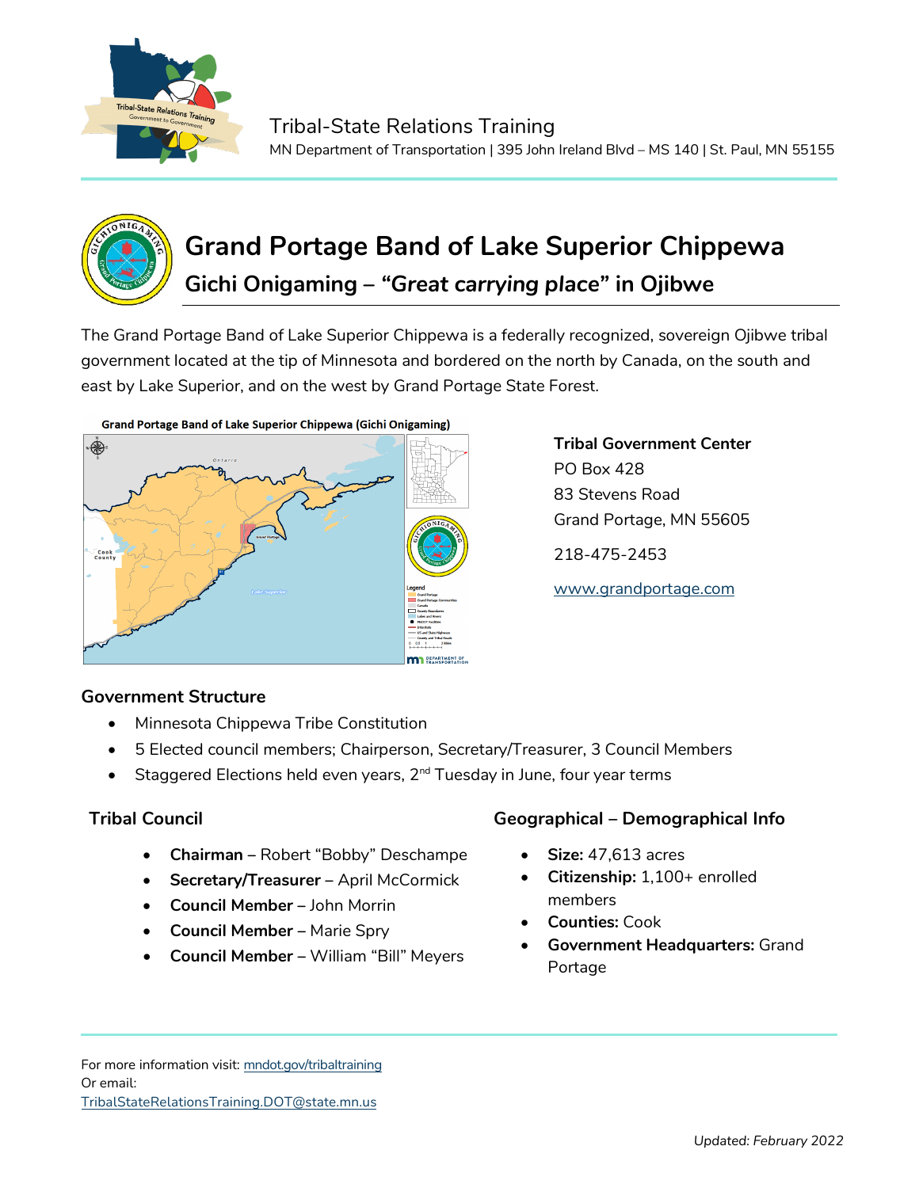Tribal-State Relations Training
MN Department of Transportation | 395 John Ireland Blvd – MS 140 | St. Paul, MN 55155

# Grand Portage Band of Lake Superior Chippewa

## Gichi Onigaming – *"Great carrying place"* in Ojibwe

The Grand Portage Band of Lake Superior Chippewa is a federally recognized, sovereign Ojibwe tribal government located at the tip of Minnesota and bordered on the north by Canada, on the south and east by Lake Superior, and on the west by Grand Portage State Forest.

**Grand Portage Band of Lake Superior Chippewa (Gichi Onigaming)**

**Tribal Government Center**
PO Box 428
83 Stevens Road
Grand Portage, MN 55605

218-475-2453

[www.grandportage.com](www.grandportage.com)

### Government Structure

- Minnesota Chippewa Tribe Constitution
- 5 Elected council members; Chairperson, Secretary/Treasurer, 3 Council Members
- Staggered Elections held even years, 2nd Tuesday in June, four year terms

### Tribal Council

- **Chairman** – Robert "Bobby" Deschampe
- **Secretary/Treasurer** – April McCormick
- **Council Member** – John Morrin
- **Council Member** – Marie Spry
- **Council Member** – William "Bill" Meyers

### Geographical – Demographical Info

- **Size:** 47,613 acres
- **Citizenship:** 1,100+ enrolled members
- **Counties:** Cook
- **Government Headquarters:** Grand Portage

For more information visit: [mndot.gov/tribaltraining](mndot.gov/tribaltraining)
Or email:
[TribalStateRelationsTraining.DOT@state.mn.us](mailto:TribalStateRelationsTraining.DOT@state.mn.us)

Updated: *February 2022*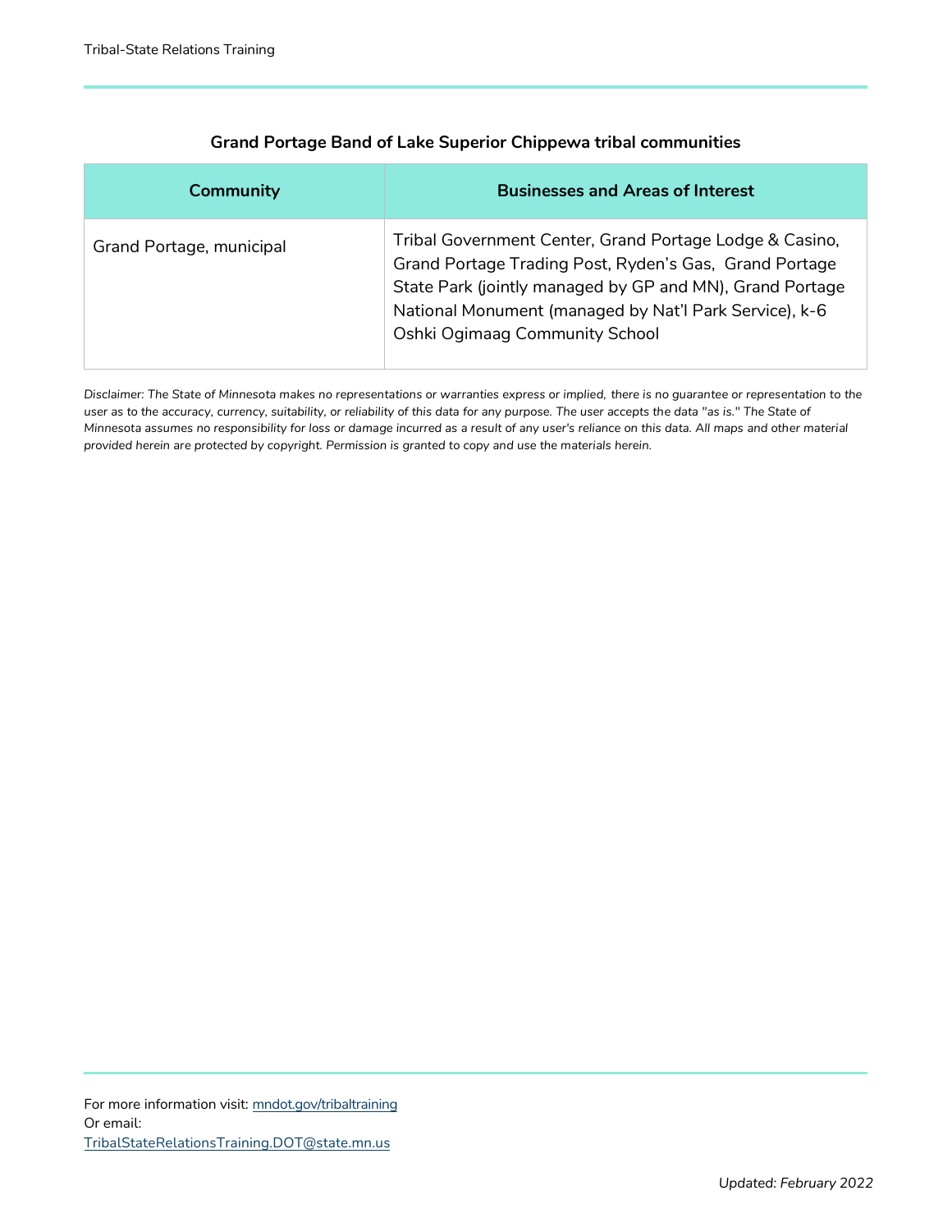**Grand Portage Band of Lake Superior Chippewa tribal communities**

| Community | Businesses and Areas of Interest |
|---|---|
| Grand Portage, municipal | Tribal Government Center, Grand Portage Lodge & Casino, Grand Portage Trading Post, Ryden's Gas, Grand Portage State Park (jointly managed by GP and MN), Grand Portage National Monument (managed by Nat'l Park Service), k-6 Oshki Ogimaag Community School |

*Disclaimer: The State of Minnesota makes no representations or warranties express or implied, there is no guarantee or representation to the user as to the accuracy, currency, suitability, or reliability of this data for any purpose. The user accepts the data "as is." The State of Minnesota assumes no responsibility for loss or damage incurred as a result of any user's reliance on this data. All maps and other material provided herein are protected by copyright. Permission is granted to copy and use the materials herein.*

For more information visit: [mndot.gov/tribaltraining](mndot.gov/tribaltraining)
Or email:
[TribalStateRelationsTraining.DOT@state.mn.us](mailto:TribalStateRelationsTraining.DOT@state.mn.us)

Updated: *February 2022*